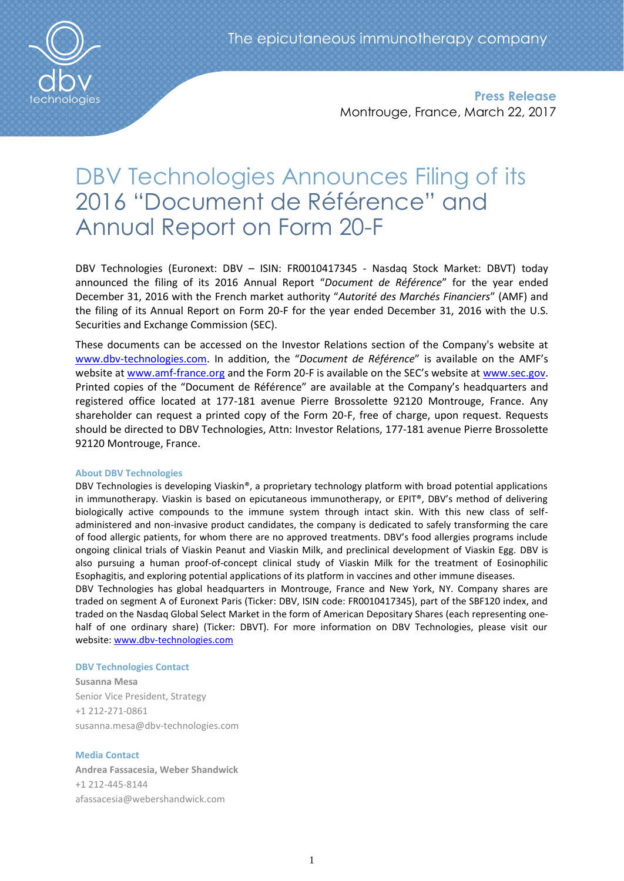The epicutaneous immunotherapy company

**Press Release**
Montrouge, France, March 22, 2017

# DBV Technologies Announces Filing of its 2016 "Document de Référence" and Annual Report on Form 20-F

DBV Technologies (Euronext: DBV – ISIN: FR0010417345 - Nasdaq Stock Market: DBVT) today announced the filing of its 2016 Annual Report "*Document de Référence*" for the year ended December 31, 2016 with the French market authority "*Autorité des Marchés Financiers*" (AMF) and the filing of its Annual Report on Form 20-F for the year ended December 31, 2016 with the U.S. Securities and Exchange Commission (SEC).

These documents can be accessed on the Investor Relations section of the Company's website at www.dbv-technologies.com. In addition, the "*Document de Référence*" is available on the AMF's website at www.amf-france.org and the Form 20-F is available on the SEC's website at www.sec.gov. Printed copies of the "Document de Référence" are available at the Company's headquarters and registered office located at 177-181 avenue Pierre Brossolette 92120 Montrouge, France. Any shareholder can request a printed copy of the Form 20-F, free of charge, upon request. Requests should be directed to DBV Technologies, Attn: Investor Relations, 177-181 avenue Pierre Brossolette 92120 Montrouge, France.

### About DBV Technologies

DBV Technologies is developing Viaskin®, a proprietary technology platform with broad potential applications in immunotherapy. Viaskin is based on epicutaneous immunotherapy, or EPIT®, DBV's method of delivering biologically active compounds to the immune system through intact skin. With this new class of self-administered and non-invasive product candidates, the company is dedicated to safely transforming the care of food allergic patients, for whom there are no approved treatments. DBV's food allergies programs include ongoing clinical trials of Viaskin Peanut and Viaskin Milk, and preclinical development of Viaskin Egg. DBV is also pursuing a human proof-of-concept clinical study of Viaskin Milk for the treatment of Eosinophilic Esophagitis, and exploring potential applications of its platform in vaccines and other immune diseases.

DBV Technologies has global headquarters in Montrouge, France and New York, NY. Company shares are traded on segment A of Euronext Paris (Ticker: DBV, ISIN code: FR0010417345), part of the SBF120 index, and traded on the Nasdaq Global Select Market in the form of American Depositary Shares (each representing one-half of one ordinary share) (Ticker: DBVT). For more information on DBV Technologies, please visit our website: www.dbv-technologies.com

### DBV Technologies Contact

**Susanna Mesa**
Senior Vice President, Strategy
+1 212-271-0861
susanna.mesa@dbv-technologies.com

### Media Contact

**Andrea Fassacesia, Weber Shandwick**
+1 212-445-8144
afassacesia@webershandwick.com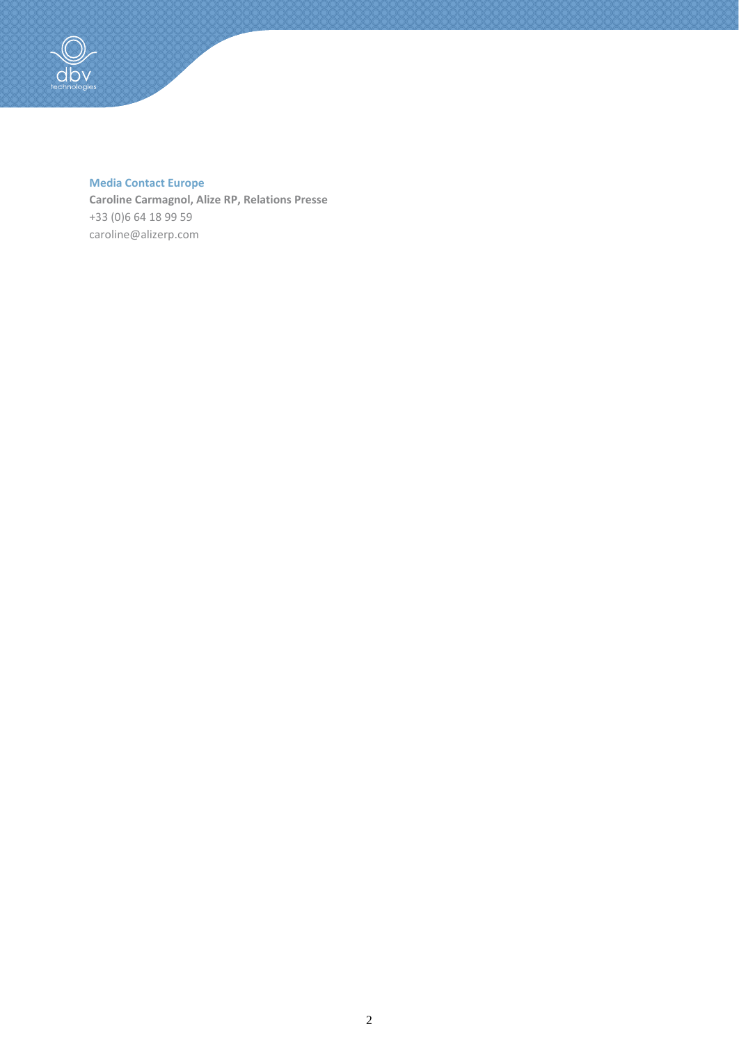**Media Contact Europe**

**Caroline Carmagnol, Alize RP, Relations Presse**

+33 (0)6 64 18 99 59

caroline@alizerp.com